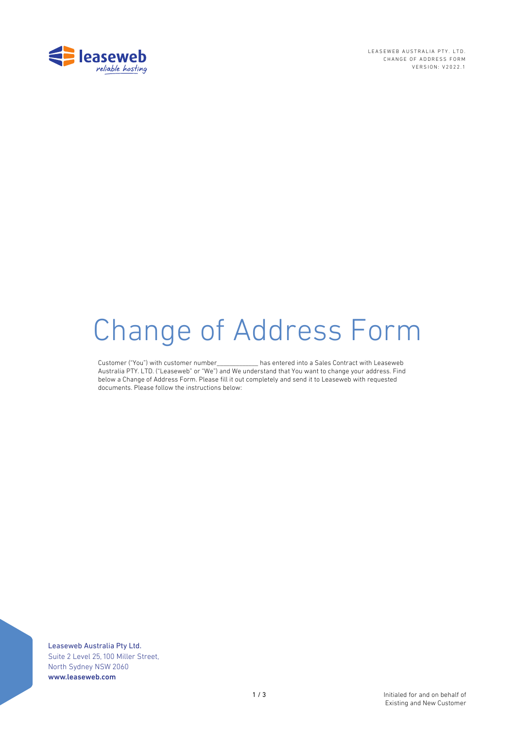# Change of Address Form

Customer ("You") with customer number____________ has entered into a Sales Contract with Leaseweb Australia PTY. LTD. ("Leaseweb" or "We") and We understand that You want to change your address. Find below a Change of Address Form. Please fill it out completely and send it to Leaseweb with requested documents. Please follow the instructions below:

Leaseweb Australia Pty Ltd.
Suite 2 Level 25, 100 Miller Street,
North Sydney NSW 2060
www.leaseweb.com

Initialed for and on behalf of
Existing and New Customer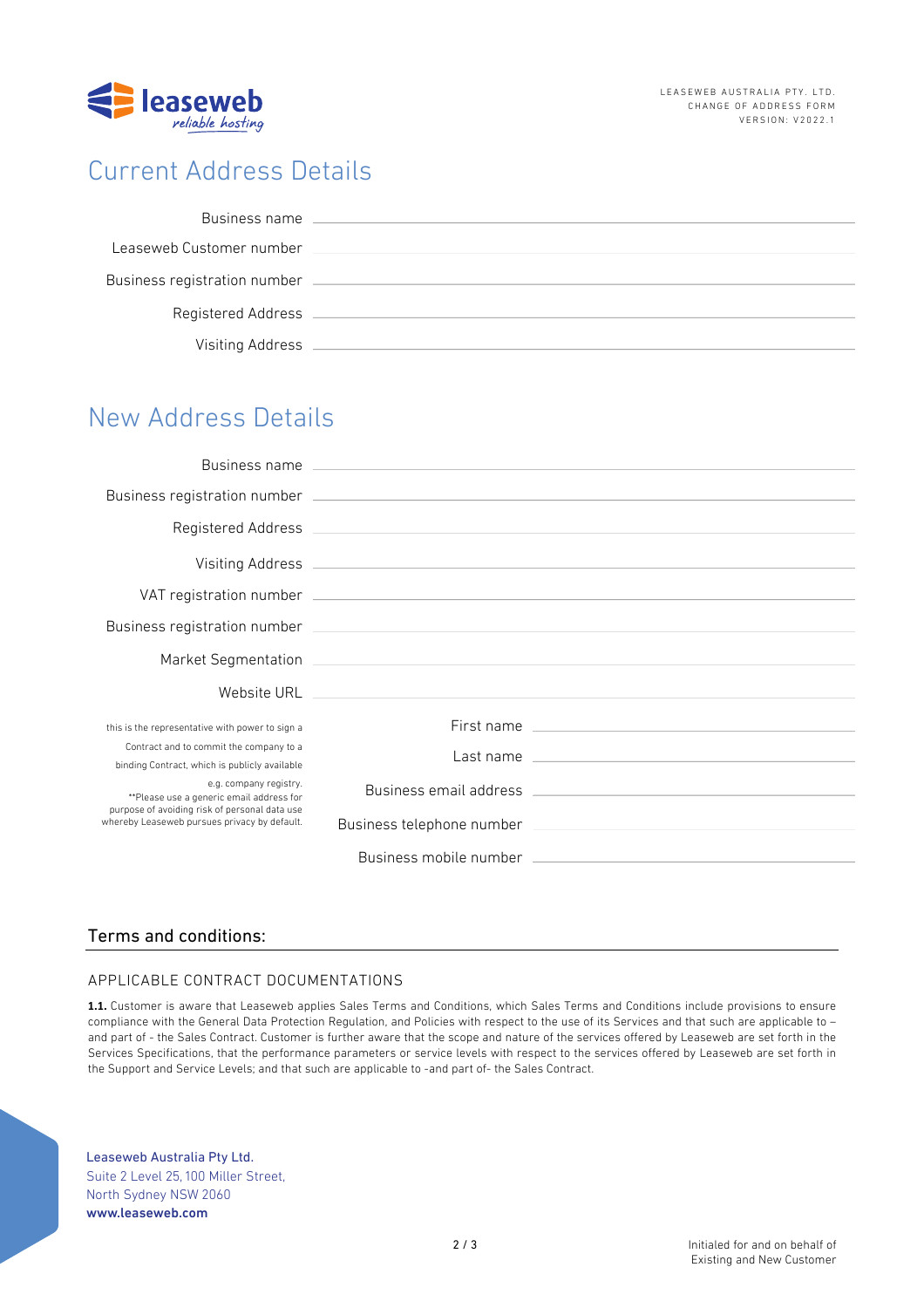# Current Address Details

Business name \_\_\_\_\_\_\_\_\_\_\_\_\_\_\_\_\_\_\_\_

Leaseweb Customer number \_\_\_\_\_\_\_\_\_\_\_\_\_\_\_\_\_\_\_\_

Business registration number \_\_\_\_\_\_\_\_\_\_\_\_\_\_\_\_\_\_\_\_

Registered Address \_\_\_\_\_\_\_\_\_\_\_\_\_\_\_\_\_\_\_\_

Visiting Address \_\_\_\_\_\_\_\_\_\_\_\_\_\_\_\_\_\_\_\_

# New Address Details

Business name \_\_\_\_\_\_\_\_\_\_\_\_\_\_\_\_\_\_\_\_

Business registration number \_\_\_\_\_\_\_\_\_\_\_\_\_\_\_\_\_\_\_\_

Registered Address \_\_\_\_\_\_\_\_\_\_\_\_\_\_\_\_\_\_\_\_

Visiting Address \_\_\_\_\_\_\_\_\_\_\_\_\_\_\_\_\_\_\_\_

VAT registration number \_\_\_\_\_\_\_\_\_\_\_\_\_\_\_\_\_\_\_\_

Business registration number \_\_\_\_\_\_\_\_\_\_\_\_\_\_\_\_\_\_\_\_

Market Segmentation \_\_\_\_\_\_\_\_\_\_\_\_\_\_\_\_\_\_\_\_

Website URL \_\_\_\_\_\_\_\_\_\_\_\_\_\_\_\_\_\_\_\_

this is the representative with power to sign a Contract and to commit the company to a binding Contract, which is publicly available e.g. company registry.
**Please use a generic email address for purpose of avoiding risk of personal data use whereby Leaseweb pursues privacy by default.

First name \_\_\_\_\_\_\_\_\_\_\_\_\_\_\_\_\_\_\_\_

Last name \_\_\_\_\_\_\_\_\_\_\_\_\_\_\_\_\_\_\_\_

Business email address \_\_\_\_\_\_\_\_\_\_\_\_\_\_\_\_\_\_\_\_

Business telephone number \_\_\_\_\_\_\_\_\_\_\_\_\_\_\_\_\_\_\_\_

Business mobile number \_\_\_\_\_\_\_\_\_\_\_\_\_\_\_\_\_\_\_\_

## Terms and conditions:

### APPLICABLE CONTRACT DOCUMENTATIONS

**1.1.** Customer is aware that Leaseweb applies Sales Terms and Conditions, which Sales Terms and Conditions include provisions to ensure compliance with the General Data Protection Regulation, and Policies with respect to the use of its Services and that such are applicable to – and part of - the Sales Contract. Customer is further aware that the scope and nature of the services offered by Leaseweb are set forth in the Services Specifications, that the performance parameters or service levels with respect to the services offered by Leaseweb are set forth in the Support and Service Levels; and that such are applicable to -and part of- the Sales Contract.

Leaseweb Australia Pty Ltd.
Suite 2 Level 25, 100 Miller Street,
North Sydney NSW 2060
**www.leaseweb.com**

Initialed for and on behalf of
Existing and New Customer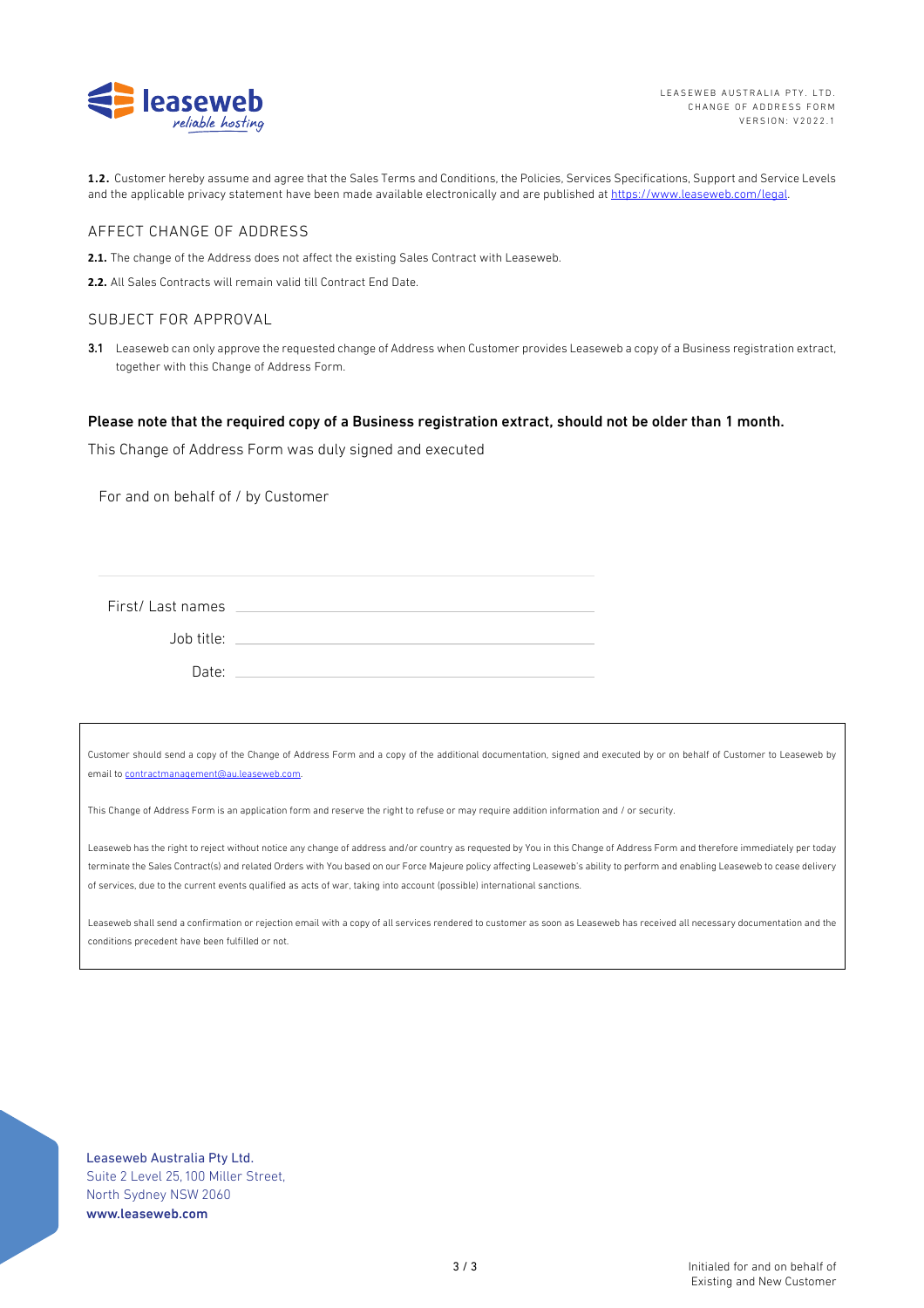**1.2.** Customer hereby assume and agree that the Sales Terms and Conditions, the Policies, Services Specifications, Support and Service Levels and the applicable privacy statement have been made available electronically and are published at https://www.leaseweb.com/legal.

## AFFECT CHANGE OF ADDRESS

**2.1.** The change of the Address does not affect the existing Sales Contract with Leaseweb.

**2.2.** All Sales Contracts will remain valid till Contract End Date.

## SUBJECT FOR APPROVAL

**3.1** Leaseweb can only approve the requested change of Address when Customer provides Leaseweb a copy of a Business registration extract, together with this Change of Address Form.

**Please note that the required copy of a Business registration extract, should not be older than 1 month.**

This Change of Address Form was duly signed and executed

For and on behalf of / by Customer

First/ Last names ____________________

Job title: ____________________

Date: ____________________

Customer should send a copy of the Change of Address Form and a copy of the additional documentation, signed and executed by or on behalf of Customer to Leaseweb by email to contractmanagement@au.leaseweb.com.

This Change of Address Form is an application form and reserve the right to refuse or may require addition information and / or security.

Leaseweb has the right to reject without notice any change of address and/or country as requested by You in this Change of Address Form and therefore immediately per today terminate the Sales Contract(s) and related Orders with You based on our Force Majeure policy affecting Leaseweb's ability to perform and enabling Leaseweb to cease delivery of services, due to the current events qualified as acts of war, taking into account (possible) international sanctions.

Leaseweb shall send a confirmation or rejection email with a copy of all services rendered to customer as soon as Leaseweb has received all necessary documentation and the conditions precedent have been fulfilled or not.

Leaseweb Australia Pty Ltd.
Suite 2 Level 25, 100 Miller Street,
North Sydney NSW 2060
www.leaseweb.com

Initialed for and on behalf of
Existing and New Customer